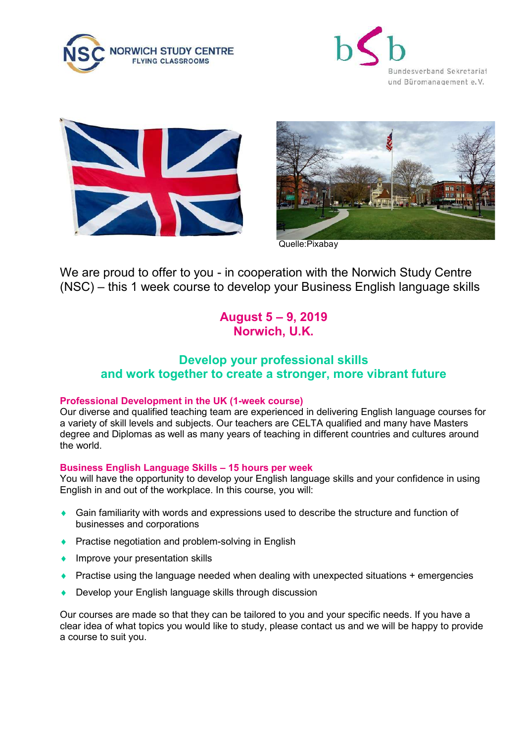NORWICH STUDY CENTRE
FLYING CLASSROOMS

Bundesverband Sekretariat und Büromanagement e.V.

Quelle:Pixabay

We are proud to offer to you - in cooperation with the Norwich Study Centre (NSC) – this 1 week course to develop your Business English language skills

**August 5 – 9, 2019**
**Norwich, U.K.**

## Develop your professional skills and work together to create a stronger, more vibrant future

### Professional Development in the UK (1-week course)

Our diverse and qualified teaching team are experienced in delivering English language courses for a variety of skill levels and subjects. Our teachers are CELTA qualified and many have Masters degree and Diplomas as well as many years of teaching in different countries and cultures around the world.

### Business English Language Skills – 15 hours per week

You will have the opportunity to develop your English language skills and your confidence in using English in and out of the workplace. In this course, you will:

- Gain familiarity with words and expressions used to describe the structure and function of businesses and corporations
- Practise negotiation and problem-solving in English
- Improve your presentation skills
- Practise using the language needed when dealing with unexpected situations + emergencies
- Develop your English language skills through discussion

Our courses are made so that they can be tailored to you and your specific needs. If you have a clear idea of what topics you would like to study, please contact us and we will be happy to provide a course to suit you.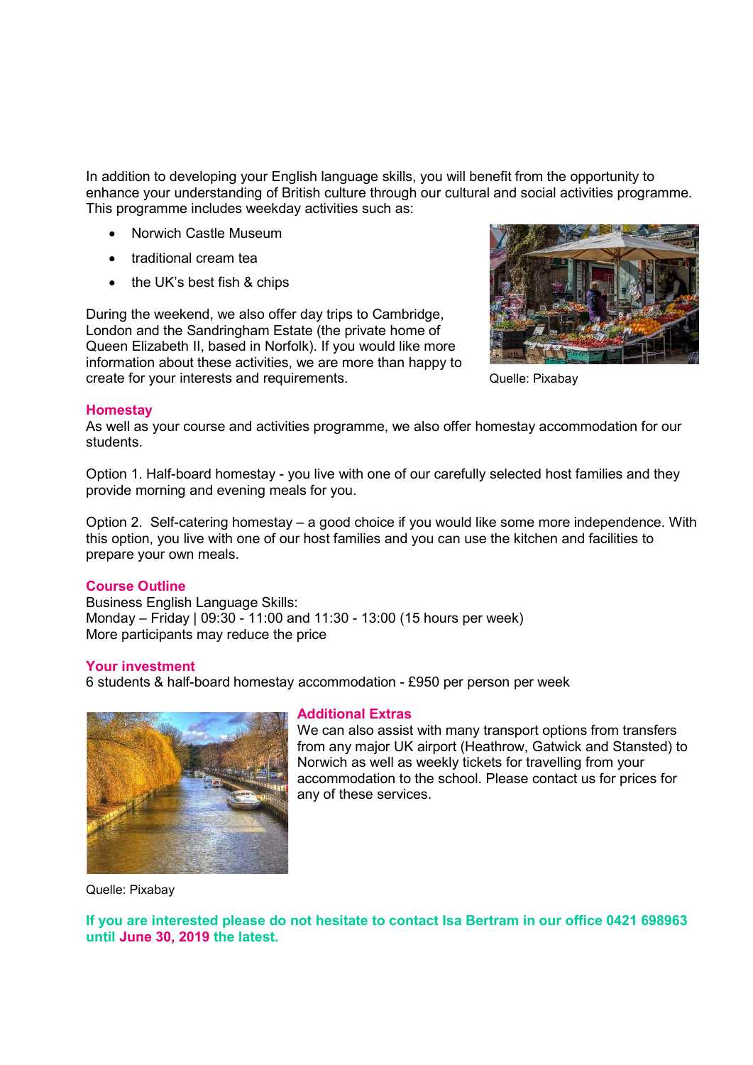In addition to developing your English language skills, you will benefit from the opportunity to enhance your understanding of British culture through our cultural and social activities programme. This programme includes weekday activities such as:

- Norwich Castle Museum
- traditional cream tea
- the UK's best fish & chips

During the weekend, we also offer day trips to Cambridge, London and the Sandringham Estate (the private home of Queen Elizabeth II, based in Norfolk). If you would like more information about these activities, we are more than happy to create for your interests and requirements.

Quelle: Pixabay

## Homestay

As well as your course and activities programme, we also offer homestay accommodation for our students.

Option 1. Half-board homestay - you live with one of our carefully selected host families and they provide morning and evening meals for you.

Option 2. Self-catering homestay – a good choice if you would like some more independence. With this option, you live with one of our host families and you can use the kitchen and facilities to prepare your own meals.

## Course Outline

Business English Language Skills:
Monday – Friday | 09:30 - 11:00 and 11:30 - 13:00 (15 hours per week)
More participants may reduce the price

## Your investment

6 students & half-board homestay accommodation - £950 per person per week

## Additional Extras

We can also assist with many transport options from transfers from any major UK airport (Heathrow, Gatwick and Stansted) to Norwich as well as weekly tickets for travelling from your accommodation to the school. Please contact us for prices for any of these services.

Quelle: Pixabay

**If you are interested please do not hesitate to contact Isa Bertram in our office 0421 698963 until June 30, 2019 the latest.**